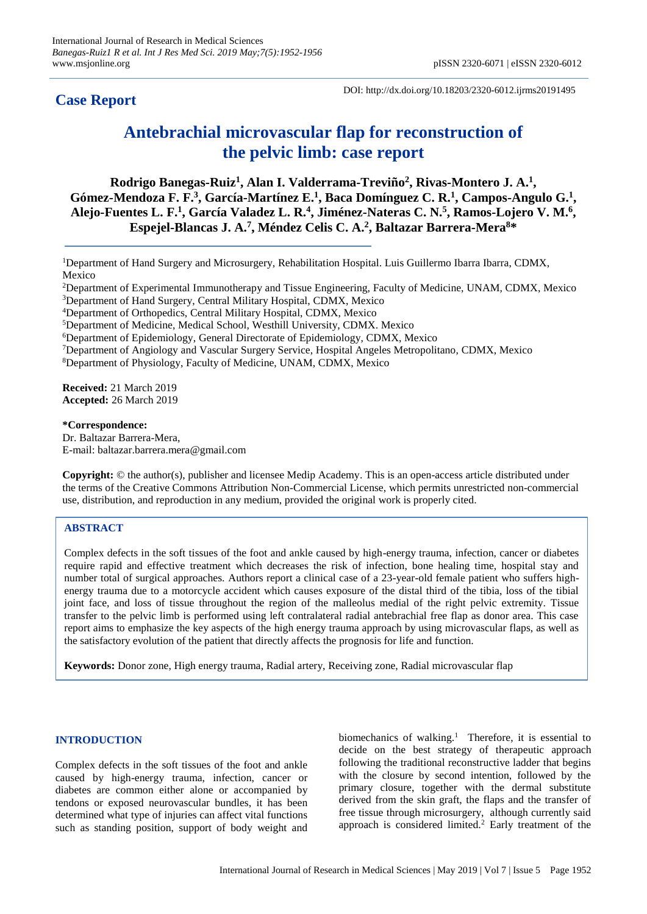**Case Report**

DOI: http://dx.doi.org/10.18203/2320-6012.ijrms20191495

# Antebrachial microvascular flap for reconstruction of the pelvic limb: case report

**Rodrigo Banegas-Ruiz[1], Alan I. Valderrama-Treviño[2], Rivas-Montero J. A.[1], Gómez-Mendoza F. F.[3], García-Martínez E.[1], Baca Domínguez C. R.[1], Campos-Angulo G.[1], Alejo-Fuentes L. F.[1], García Valadez L. R.[4], Jiménez-Nateras C. N.[5], Ramos-Lojero V. M.[6], Espejel-Blancas J. A.[7], Méndez Celis C. A.[2], Baltazar Barrera-Mera[8]***

[1]Department of Hand Surgery and Microsurgery, Rehabilitation Hospital. Luis Guillermo Ibarra Ibarra, CDMX, Mexico
[2]Department of Experimental Immunotherapy and Tissue Engineering, Faculty of Medicine, UNAM, CDMX, Mexico
[3]Department of Hand Surgery, Central Military Hospital, CDMX, Mexico
[4]Department of Orthopedics, Central Military Hospital, CDMX, Mexico
[5]Department of Medicine, Medical School, Westhill University, CDMX. Mexico
[6]Department of Epidemiology, General Directorate of Epidemiology, CDMX, Mexico
[7]Department of Angiology and Vascular Surgery Service, Hospital Angeles Metropolitano, CDMX, Mexico
[8]Department of Physiology, Faculty of Medicine, UNAM, CDMX, Mexico

**Received:** 21 March 2019
**Accepted:** 26 March 2019

***Correspondence:**
Dr. Baltazar Barrera-Mera,
E-mail: baltazar.barrera.mera@gmail.com

**Copyright:** © the author(s), publisher and licensee Medip Academy. This is an open-access article distributed under the terms of the Creative Commons Attribution Non-Commercial License, which permits unrestricted non-commercial use, distribution, and reproduction in any medium, provided the original work is properly cited.

## ABSTRACT

Complex defects in the soft tissues of the foot and ankle caused by high-energy trauma, infection, cancer or diabetes require rapid and effective treatment which decreases the risk of infection, bone healing time, hospital stay and number total of surgical approaches. Authors report a clinical case of a 23-year-old female patient who suffers high-energy trauma due to a motorcycle accident which causes exposure of the distal third of the tibia, loss of the tibial joint face, and loss of tissue throughout the region of the malleolus medial of the right pelvic extremity. Tissue transfer to the pelvic limb is performed using left contralateral radial antebrachial free flap as donor area. This case report aims to emphasize the key aspects of the high energy trauma approach by using microvascular flaps, as well as the satisfactory evolution of the patient that directly affects the prognosis for life and function.

**Keywords:** Donor zone, High energy trauma, Radial artery, Receiving zone, Radial microvascular flap

## INTRODUCTION

Complex defects in the soft tissues of the foot and ankle caused by high-energy trauma, infection, cancer or diabetes are common either alone or accompanied by tendons or exposed neurovascular bundles, it has been determined what type of injuries can affect vital functions such as standing position, support of body weight and biomechanics of walking.[1] Therefore, it is essential to decide on the best strategy of therapeutic approach following the traditional reconstructive ladder that begins with the closure by second intention, followed by the primary closure, together with the dermal substitute derived from the skin graft, the flaps and the transfer of free tissue through microsurgery, although currently said approach is considered limited.[2] Early treatment of the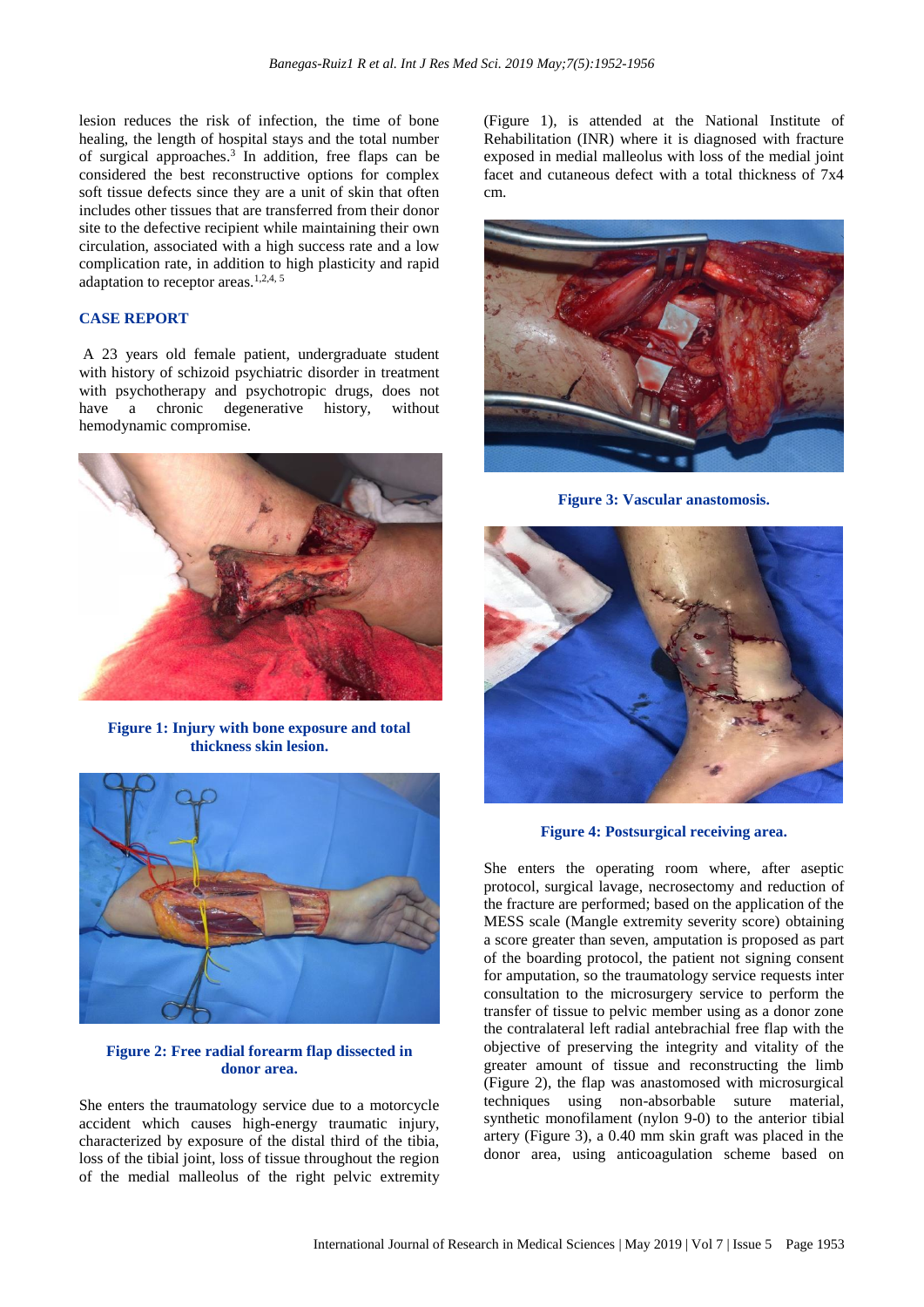lesion reduces the risk of infection, the time of bone healing, the length of hospital stays and the total number of surgical approaches.[3] In addition, free flaps can be considered the best reconstructive options for complex soft tissue defects since they are a unit of skin that often includes other tissues that are transferred from their donor site to the defective recipient while maintaining their own circulation, associated with a high success rate and a low complication rate, in addition to high plasticity and rapid adaptation to receptor areas.[1,2,4, 5]

## CASE REPORT

A 23 years old female patient, undergraduate student with history of schizoid psychiatric disorder in treatment with psychotherapy and psychotropic drugs, does not have a chronic degenerative history, without hemodynamic compromise.

**Figure 1: Injury with bone exposure and total thickness skin lesion.**

**Figure 2: Free radial forearm flap dissected in donor area.**

She enters the traumatology service due to a motorcycle accident which causes high-energy traumatic injury, characterized by exposure of the distal third of the tibia, loss of the tibial joint, loss of tissue throughout the region of the medial malleolus of the right pelvic extremity (Figure 1), is attended at the National Institute of Rehabilitation (INR) where it is diagnosed with fracture exposed in medial malleolus with loss of the medial joint facet and cutaneous defect with a total thickness of 7x4 cm.

**Figure 3: Vascular anastomosis.**

**Figure 4: Postsurgical receiving area.**

She enters the operating room where, after aseptic protocol, surgical lavage, necrosectomy and reduction of the fracture are performed; based on the application of the MESS scale (Mangle extremity severity score) obtaining a score greater than seven, amputation is proposed as part of the boarding protocol, the patient not signing consent for amputation, so the traumatology service requests inter consultation to the microsurgery service to perform the transfer of tissue to pelvic member using as a donor zone the contralateral left radial antebrachial free flap with the objective of preserving the integrity and vitality of the greater amount of tissue and reconstructing the limb (Figure 2), the flap was anastomosed with microsurgical techniques using non-absorbable suture material, synthetic monofilament (nylon 9-0) to the anterior tibial artery (Figure 3), a 0.40 mm skin graft was placed in the donor area, using anticoagulation scheme based on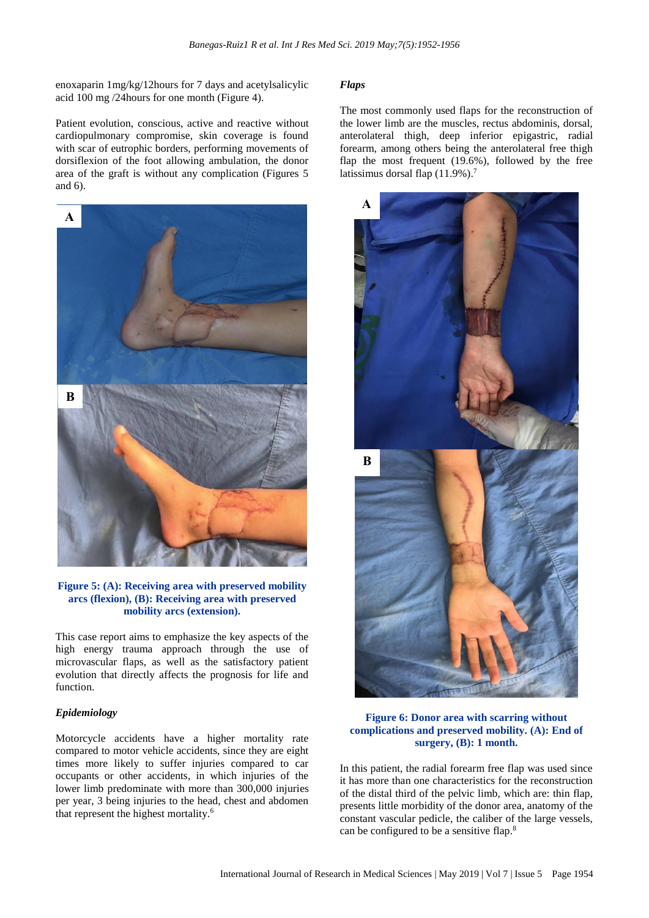enoxaparin 1mg/kg/12hours for 7 days and acetylsalicylic acid 100 mg /24hours for one month (Figure 4).

Patient evolution, conscious, active and reactive without cardiopulmonary compromise, skin coverage is found with scar of eutrophic borders, performing movements of dorsiflexion of the foot allowing ambulation, the donor area of the graft is without any complication (Figures 5 and 6).

**Figure 5: (A): Receiving area with preserved mobility arcs (flexion), (B): Receiving area with preserved mobility arcs (extension).**

This case report aims to emphasize the key aspects of the high energy trauma approach through the use of microvascular flaps, as well as the satisfactory patient evolution that directly affects the prognosis for life and function.

### *Epidemiology*

Motorcycle accidents have a higher mortality rate compared to motor vehicle accidents, since they are eight times more likely to suffer injuries compared to car occupants or other accidents, in which injuries of the lower limb predominate with more than 300,000 injuries per year, 3 being injuries to the head, chest and abdomen that represent the highest mortality.[6]

### *Flaps*

The most commonly used flaps for the reconstruction of the lower limb are the muscles, rectus abdominis, dorsal, anterolateral thigh, deep inferior epigastric, radial forearm, among others being the anterolateral free thigh flap the most frequent (19.6%), followed by the free latissimus dorsal flap (11.9%).[7]

**Figure 6: Donor area with scarring without complications and preserved mobility. (A): End of surgery, (B): 1 month.**

In this patient, the radial forearm free flap was used since it has more than one characteristics for the reconstruction of the distal third of the pelvic limb, which are: thin flap, presents little morbidity of the donor area, anatomy of the constant vascular pedicle, the caliber of the large vessels, can be configured to be a sensitive flap.[8]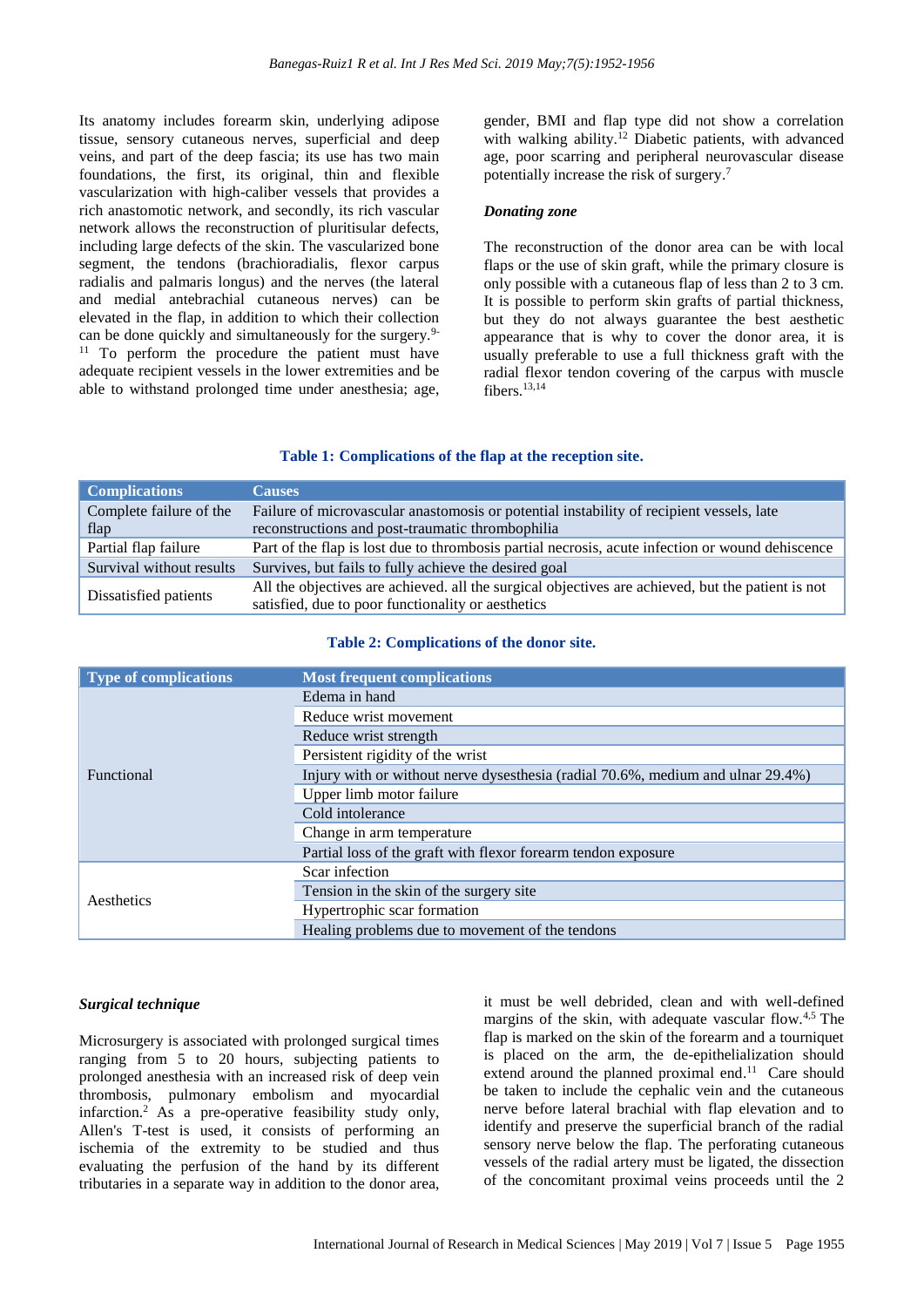Its anatomy includes forearm skin, underlying adipose tissue, sensory cutaneous nerves, superficial and deep veins, and part of the deep fascia; its use has two main foundations, the first, its original, thin and flexible vascularization with high-caliber vessels that provides a rich anastomotic network, and secondly, its rich vascular network allows the reconstruction of pluritisular defects, including large defects of the skin. The vascularized bone segment, the tendons (brachioradialis, flexor carpus radialis and palmaris longus) and the nerves (the lateral and medial antebrachial cutaneous nerves) can be elevated in the flap, in addition to which their collection can be done quickly and simultaneously for the surgery.[9-11] To perform the procedure the patient must have adequate recipient vessels in the lower extremities and be able to withstand prolonged time under anesthesia; age, gender, BMI and flap type did not show a correlation with walking ability.[12] Diabetic patients, with advanced age, poor scarring and peripheral neurovascular disease potentially increase the risk of surgery.[7]

### *Donating zone*

The reconstruction of the donor area can be with local flaps or the use of skin graft, while the primary closure is only possible with a cutaneous flap of less than 2 to 3 cm. It is possible to perform skin grafts of partial thickness, but they do not always guarantee the best aesthetic appearance that is why to cover the donor area, it is usually preferable to use a full thickness graft with the radial flexor tendon covering of the carpus with muscle fibers.[13,14]

**Table 1: Complications of the flap at the reception site.**

| Complications | Causes |
|---|---|
| Complete failure of the flap | Failure of microvascular anastomosis or potential instability of recipient vessels, late reconstructions and post-traumatic thrombophilia |
| Partial flap failure | Part of the flap is lost due to thrombosis partial necrosis, acute infection or wound dehiscence |
| Survival without results | Survives, but fails to fully achieve the desired goal |
| Dissatisfied patients | All the objectives are achieved. all the surgical objectives are achieved, but the patient is not satisfied, due to poor functionality or aesthetics |

**Table 2: Complications of the donor site.**

| Type of complications | Most frequent complications |
|---|---|
| Functional | Edema in hand |
| | Reduce wrist movement |
| | Reduce wrist strength |
| | Persistent rigidity of the wrist |
| | Injury with or without nerve dysesthesia (radial 70.6%, medium and ulnar 29.4%) |
| | Upper limb motor failure |
| | Cold intolerance |
| | Change in arm temperature |
| | Partial loss of the graft with flexor forearm tendon exposure |
| Aesthetics | Scar infection |
| | Tension in the skin of the surgery site |
| | Hypertrophic scar formation |
| | Healing problems due to movement of the tendons |

### *Surgical technique*

Microsurgery is associated with prolonged surgical times ranging from 5 to 20 hours, subjecting patients to prolonged anesthesia with an increased risk of deep vein thrombosis, pulmonary embolism and myocardial infarction.[2] As a pre-operative feasibility study only, Allen's T-test is used, it consists of performing an ischemia of the extremity to be studied and thus evaluating the perfusion of the hand by its different tributaries in a separate way in addition to the donor area, it must be well debrided, clean and with well-defined margins of the skin, with adequate vascular flow.[4,5] The flap is marked on the skin of the forearm and a tourniquet is placed on the arm, the de-epithelialization should extend around the planned proximal end.[11] Care should be taken to include the cephalic vein and the cutaneous nerve before lateral brachial with flap elevation and to identify and preserve the superficial branch of the radial sensory nerve below the flap. The perforating cutaneous vessels of the radial artery must be ligated, the dissection of the concomitant proximal veins proceeds until the 2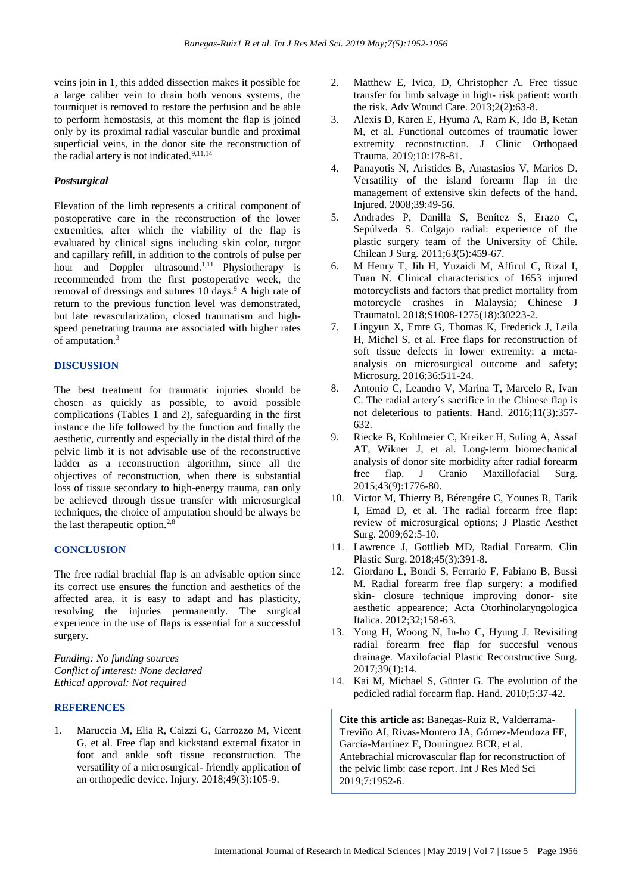veins join in 1, this added dissection makes it possible for a large caliber vein to drain both venous systems, the tourniquet is removed to restore the perfusion and be able to perform hemostasis, at this moment the flap is joined only by its proximal radial vascular bundle and proximal superficial veins, in the donor site the reconstruction of the radial artery is not indicated.[9,11,14]

### *Postsurgical*

Elevation of the limb represents a critical component of postoperative care in the reconstruction of the lower extremities, after which the viability of the flap is evaluated by clinical signs including skin color, turgor and capillary refill, in addition to the controls of pulse per hour and Doppler ultrasound.[1,11] Physiotherapy is recommended from the first postoperative week, the removal of dressings and sutures 10 days.[9] A high rate of return to the previous function level was demonstrated, but late revascularization, closed traumatism and high-speed penetrating trauma are associated with higher rates of amputation.[3]

## DISCUSSION

The best treatment for traumatic injuries should be chosen as quickly as possible, to avoid possible complications (Tables 1 and 2), safeguarding in the first instance the life followed by the function and finally the aesthetic, currently and especially in the distal third of the pelvic limb it is not advisable use of the reconstructive ladder as a reconstruction algorithm, since all the objectives of reconstruction, when there is substantial loss of tissue secondary to high-energy trauma, can only be achieved through tissue transfer with microsurgical techniques, the choice of amputation should be always be the last therapeutic option.[2,8]

## CONCLUSION

The free radial brachial flap is an advisable option since its correct use ensures the function and aesthetics of the affected area, it is easy to adapt and has plasticity, resolving the injuries permanently. The surgical experience in the use of flaps is essential for a successful surgery.

*Funding: No funding sources*
*Conflict of interest: None declared*
*Ethical approval: Not required*

## REFERENCES

1. Maruccia M, Elia R, Caizzi G, Carrozzo M, Vicent G, et al. Free flap and kickstand external fixator in foot and ankle soft tissue reconstruction. The versatility of a microsurgical- friendly application of an orthopedic device. Injury. 2018;49(3):105-9.
2. Matthew E, Ivica, D, Christopher A. Free tissue transfer for limb salvage in high- risk patient: worth the risk. Adv Wound Care. 2013;2(2):63-8.
3. Alexis D, Karen E, Hyuma A, Ram K, Ido B, Ketan M, et al. Functional outcomes of traumatic lower extremity reconstruction. J Clinic Orthopaed Trauma. 2019;10:178-81.
4. Panayotis N, Aristides B, Anastasios V, Marios D. Versatility of the island forearm flap in the management of extensive skin defects of the hand. Injured. 2008;39:49-56.
5. Andrades P, Danilla S, Benítez S, Erazo C, Sepúlveda S. Colgajo radial: experience of the plastic surgery team of the University of Chile. Chilean J Surg. 2011;63(5):459-67.
6. M Henry T, Jih H, Yuzaidi M, Affirul C, Rizal I, Tuan N. Clinical characteristics of 1653 injured motorcyclists and factors that predict mortality from motorcycle crashes in Malaysia; Chinese J Traumatol. 2018;S1008-1275(18):30223-2.
7. Lingyun X, Emre G, Thomas K, Frederick J, Leila H, Michel S, et al. Free flaps for reconstruction of soft tissue defects in lower extremity: a meta-analysis on microsurgical outcome and safety; Microsurg. 2016;36:511-24.
8. Antonio C, Leandro V, Marina T, Marcelo R, Ivan C. The radial artery´s sacrifice in the Chinese flap is not deleterious to patients. Hand. 2016;11(3):357-632.
9. Riecke B, Kohlmeier C, Kreiker H, Suling A, Assaf AT, Wikner J, et al. Long-term biomechanical analysis of donor site morbidity after radial forearm free flap. J Cranio Maxillofacial Surg. 2015;43(9):1776-80.
10. Victor M, Thierry B, Bérengére C, Younes R, Tarik I, Emad D, et al. The radial forearm free flap: review of microsurgical options; J Plastic Aesthet Surg. 2009;62:5-10.
11. Lawrence J, Gottlieb MD, Radial Forearm. Clin Plastic Surg. 2018;45(3):391-8.
12. Giordano L, Bondi S, Ferrario F, Fabiano B, Bussi M. Radial forearm free flap surgery: a modified skin- closure technique improving donor- site aesthetic appearence; Acta Otorhinolaryngologica Italica. 2012;32;158-63.
13. Yong H, Woong N, In-ho C, Hyung J. Revisiting radial forearm free flap for succesful venous drainage. Maxilofacial Plastic Reconstructive Surg. 2017;39(1):14.
14. Kai M, Michael S, Günter G. The evolution of the pedicled radial forearm flap. Hand. 2010;5:37-42.

**Cite this article as:** Banegas-Ruiz R, Valderrama-Treviño AI, Rivas-Montero JA, Gómez-Mendoza FF, García-Martínez E, Domínguez BCR, et al. Antebrachial microvascular flap for reconstruction of the pelvic limb: case report. Int J Res Med Sci 2019;7:1952-6.